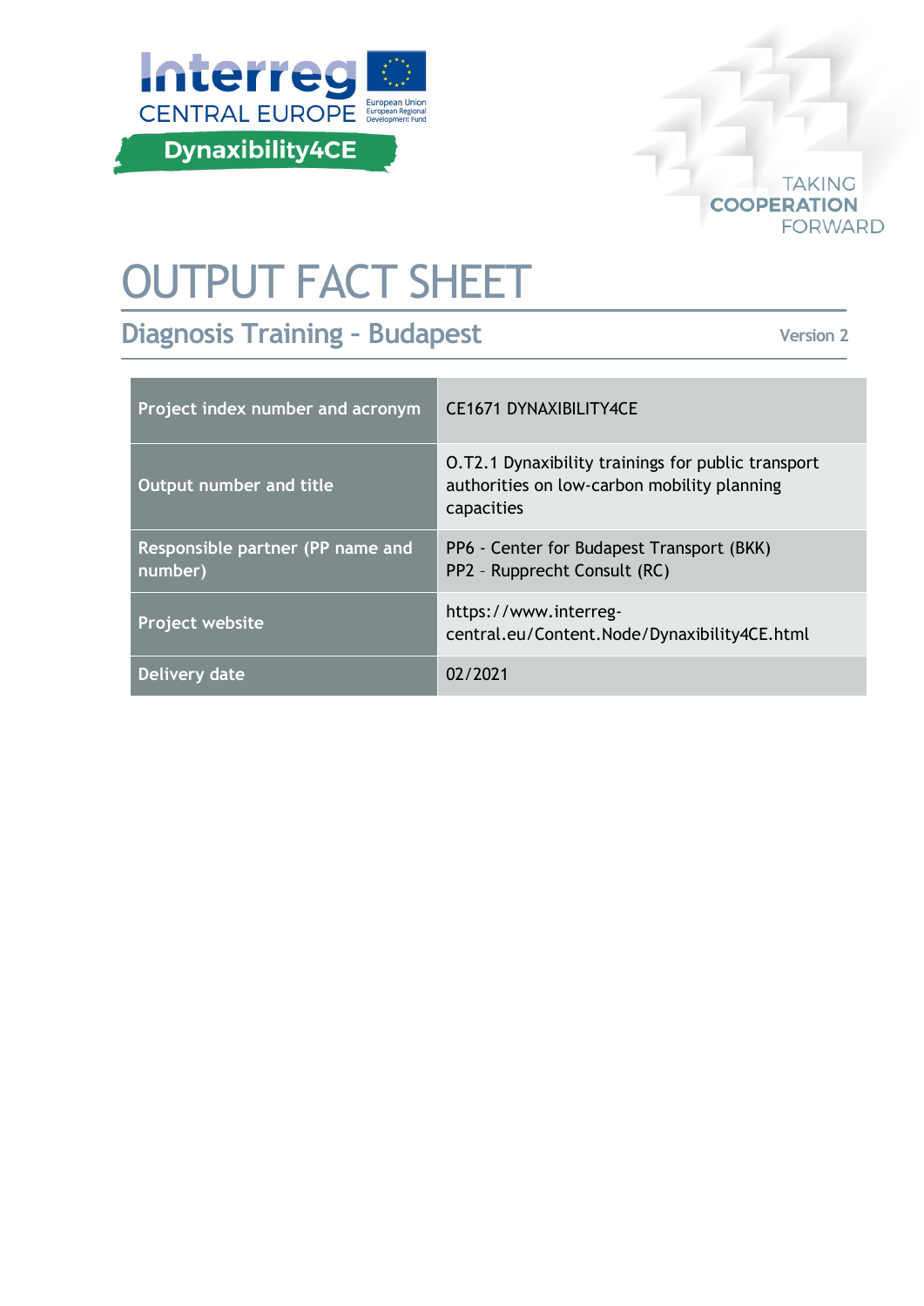# OUTPUT FACT SHEET

## Diagnosis Training – Budapest

Version 2

| Project index number and acronym | CE1671 DYNAXIBILITY4CE |
|---|---|
| Output number and title | O.T2.1 Dynaxibility trainings for public transport authorities on low-carbon mobility planning capacities |
| Responsible partner (PP name and number) | PP6 - Center for Budapest Transport (BKK)<br>PP2 – Rupprecht Consult (RC) |
| Project website | https://www.interreg-central.eu/Content.Node/Dynaxibility4CE.html |
| Delivery date | 02/2021 |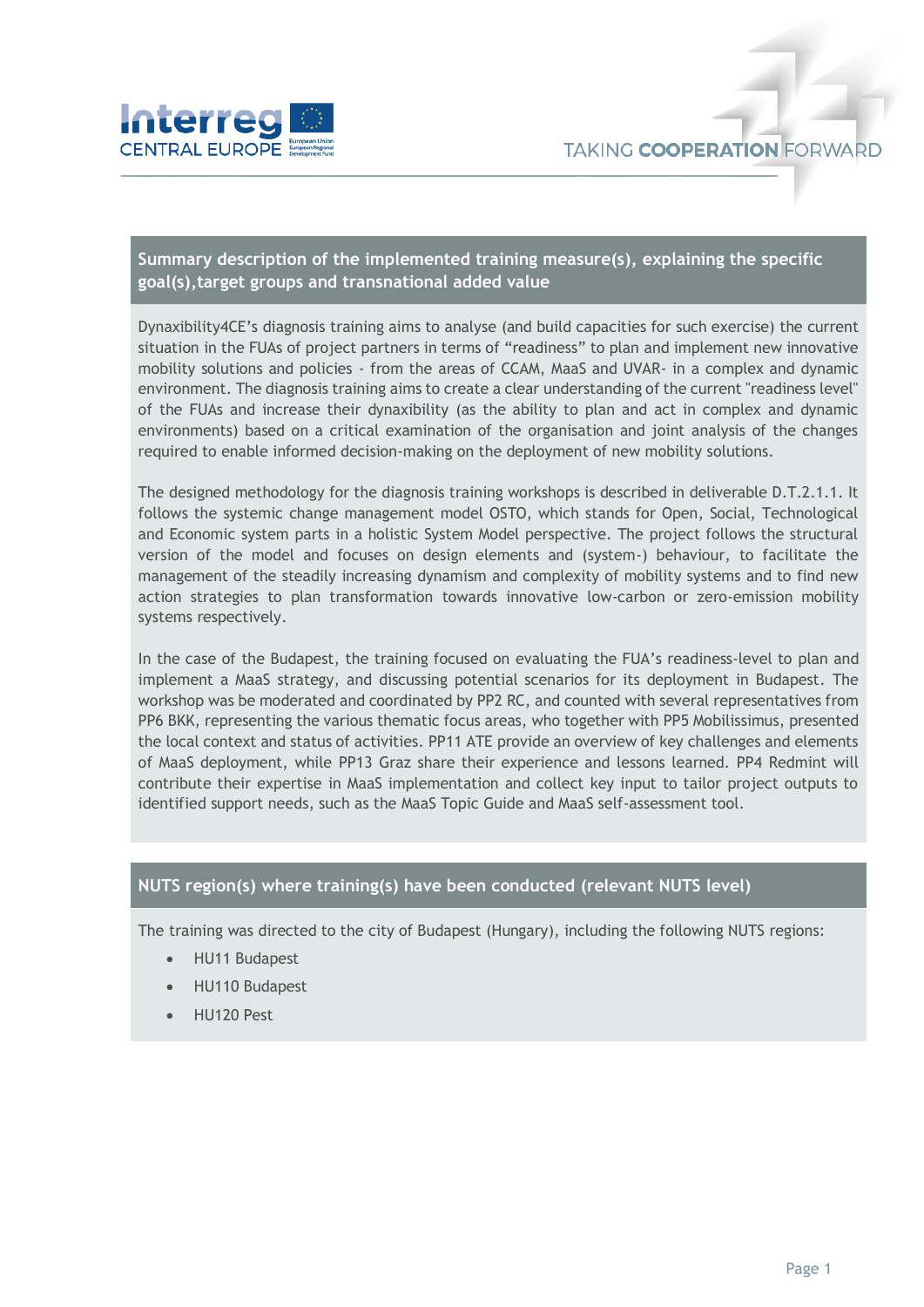## Summary description of the implemented training measure(s), explaining the specific goal(s),target groups and transnational added value

Dynaxibility4CE's diagnosis training aims to analyse (and build capacities for such exercise) the current situation in the FUAs of project partners in terms of "readiness" to plan and implement new innovative mobility solutions and policies - from the areas of CCAM, MaaS and UVAR- in a complex and dynamic environment. The diagnosis training aims to create a clear understanding of the current "readiness level" of the FUAs and increase their dynaxibility (as the ability to plan and act in complex and dynamic environments) based on a critical examination of the organisation and joint analysis of the changes required to enable informed decision-making on the deployment of new mobility solutions.

The designed methodology for the diagnosis training workshops is described in deliverable D.T.2.1.1. It follows the systemic change management model OSTO, which stands for Open, Social, Technological and Economic system parts in a holistic System Model perspective. The project follows the structural version of the model and focuses on design elements and (system-) behaviour, to facilitate the management of the steadily increasing dynamism and complexity of mobility systems and to find new action strategies to plan transformation towards innovative low-carbon or zero-emission mobility systems respectively.

In the case of the Budapest, the training focused on evaluating the FUA's readiness-level to plan and implement a MaaS strategy, and discussing potential scenarios for its deployment in Budapest. The workshop was be moderated and coordinated by PP2 RC, and counted with several representatives from PP6 BKK, representing the various thematic focus areas, who together with PP5 Mobilissimus, presented the local context and status of activities. PP11 ATE provide an overview of key challenges and elements of MaaS deployment, while PP13 Graz share their experience and lessons learned. PP4 Redmint will contribute their expertise in MaaS implementation and collect key input to tailor project outputs to identified support needs, such as the MaaS Topic Guide and MaaS self-assessment tool.

## NUTS region(s) where training(s) have been conducted (relevant NUTS level)

The training was directed to the city of Budapest (Hungary), including the following NUTS regions:

- HU11 Budapest
- HU110 Budapest
- HU120 Pest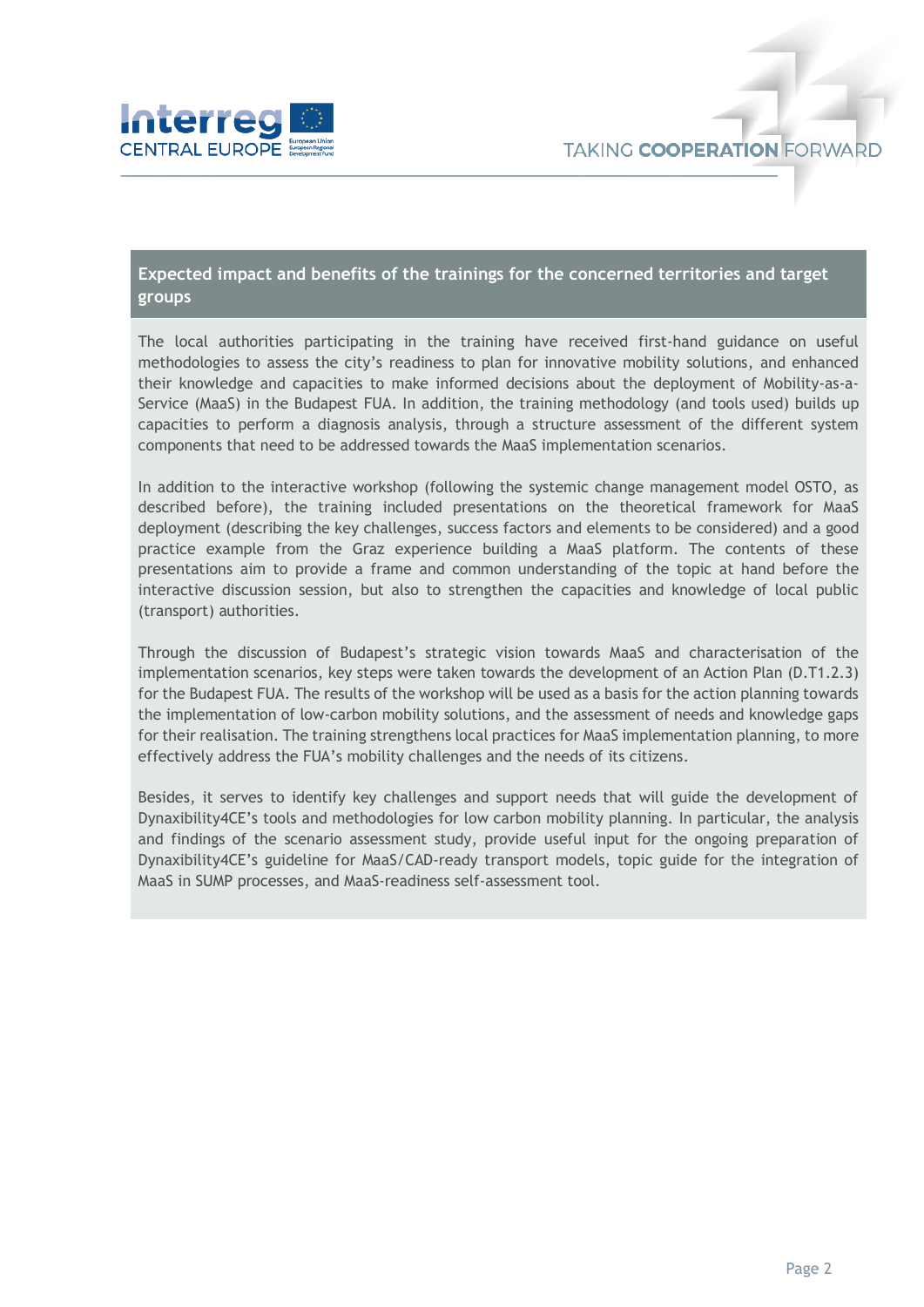## Expected impact and benefits of the trainings for the concerned territories and target groups

The local authorities participating in the training have received first-hand guidance on useful methodologies to assess the city's readiness to plan for innovative mobility solutions, and enhanced their knowledge and capacities to make informed decisions about the deployment of Mobility-as-a-Service (MaaS) in the Budapest FUA. In addition, the training methodology (and tools used) builds up capacities to perform a diagnosis analysis, through a structure assessment of the different system components that need to be addressed towards the MaaS implementation scenarios.

In addition to the interactive workshop (following the systemic change management model OSTO, as described before), the training included presentations on the theoretical framework for MaaS deployment (describing the key challenges, success factors and elements to be considered) and a good practice example from the Graz experience building a MaaS platform. The contents of these presentations aim to provide a frame and common understanding of the topic at hand before the interactive discussion session, but also to strengthen the capacities and knowledge of local public (transport) authorities.

Through the discussion of Budapest's strategic vision towards MaaS and characterisation of the implementation scenarios, key steps were taken towards the development of an Action Plan (D.T1.2.3) for the Budapest FUA. The results of the workshop will be used as a basis for the action planning towards the implementation of low-carbon mobility solutions, and the assessment of needs and knowledge gaps for their realisation. The training strengthens local practices for MaaS implementation planning, to more effectively address the FUA's mobility challenges and the needs of its citizens.

Besides, it serves to identify key challenges and support needs that will guide the development of Dynaxibility4CE's tools and methodologies for low carbon mobility planning. In particular, the analysis and findings of the scenario assessment study, provide useful input for the ongoing preparation of Dynaxibility4CE's guideline for MaaS/CAD-ready transport models, topic guide for the integration of MaaS in SUMP processes, and MaaS-readiness self-assessment tool.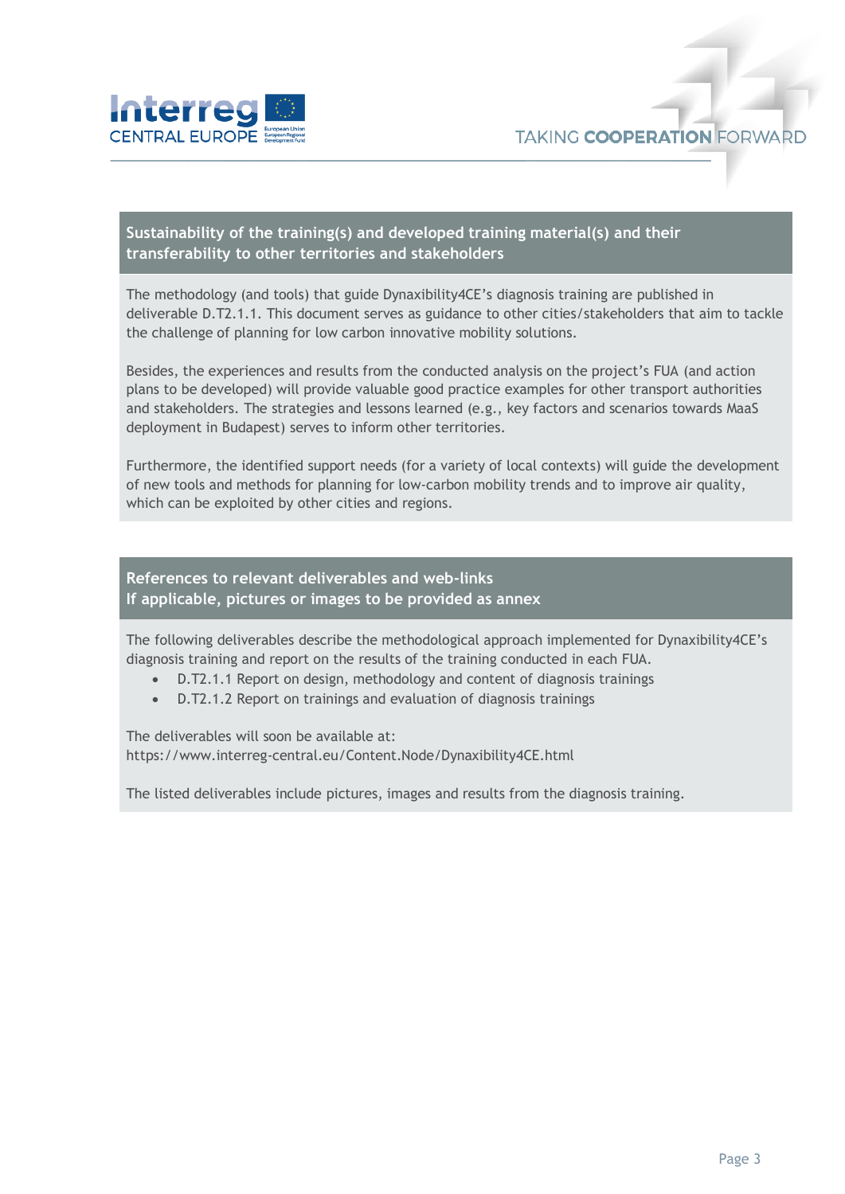## Sustainability of the training(s) and developed training material(s) and their transferability to other territories and stakeholders

The methodology (and tools) that guide Dynaxibility4CE's diagnosis training are published in deliverable D.T2.1.1. This document serves as guidance to other cities/stakeholders that aim to tackle the challenge of planning for low carbon innovative mobility solutions.

Besides, the experiences and results from the conducted analysis on the project's FUA (and action plans to be developed) will provide valuable good practice examples for other transport authorities and stakeholders. The strategies and lessons learned (e.g., key factors and scenarios towards MaaS deployment in Budapest) serves to inform other territories.

Furthermore, the identified support needs (for a variety of local contexts) will guide the development of new tools and methods for planning for low-carbon mobility trends and to improve air quality, which can be exploited by other cities and regions.

## References to relevant deliverables and web-links
## If applicable, pictures or images to be provided as annex

The following deliverables describe the methodological approach implemented for Dynaxibility4CE's diagnosis training and report on the results of the training conducted in each FUA.

- D.T2.1.1 Report on design, methodology and content of diagnosis trainings
- D.T2.1.2 Report on trainings and evaluation of diagnosis trainings

The deliverables will soon be available at:
https://www.interreg-central.eu/Content.Node/Dynaxibility4CE.html

The listed deliverables include pictures, images and results from the diagnosis training.